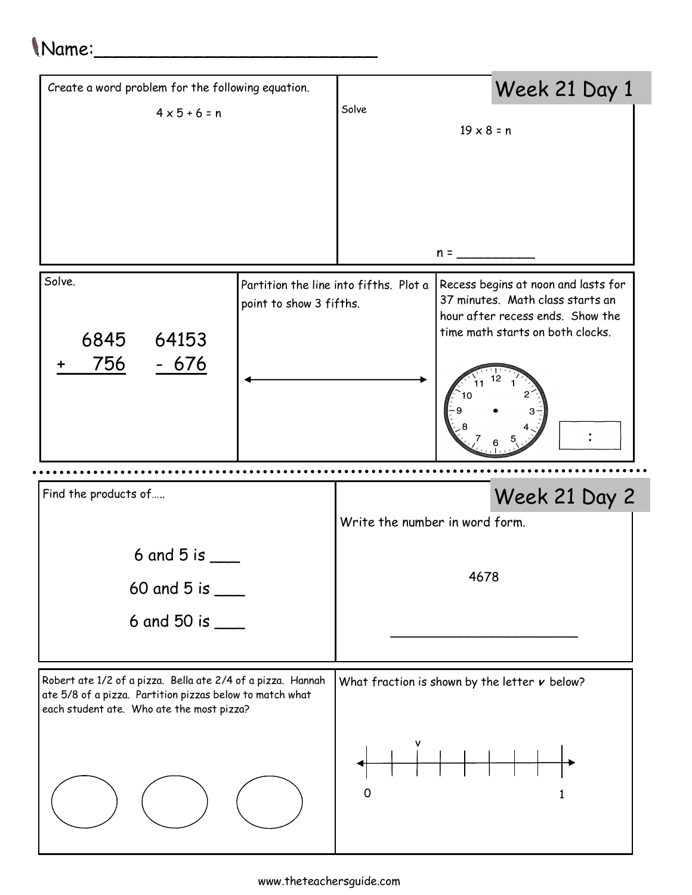Name:___________________________

## Week 21 Day 1

Create a word problem for the following equation.

$4 \times 5 + 6 = n$

Solve

$19 \times 8 = n$

n = __________

Solve.

```
  6845      64153
+  756     -  676
```

Partition the line into fifths. Plot a point to show 3 fifths.

Recess begins at noon and lasts for 37 minutes. Math class starts an hour after recess ends. Show the time math starts on both clocks.

:

## Week 21 Day 2

Find the products of…..

6 and 5 is ___

60 and 5 is ___

6 and 50 is ___

Write the number in word form.

4678

_______________________

Robert ate 1/2 of a pizza. Bella ate 2/4 of a pizza. Hannah ate 5/8 of a pizza. Partition pizzas below to match what each student ate. Who ate the most pizza?

What fraction is shown by the letter *v* below?

v

0 1

www.theteachersguide.com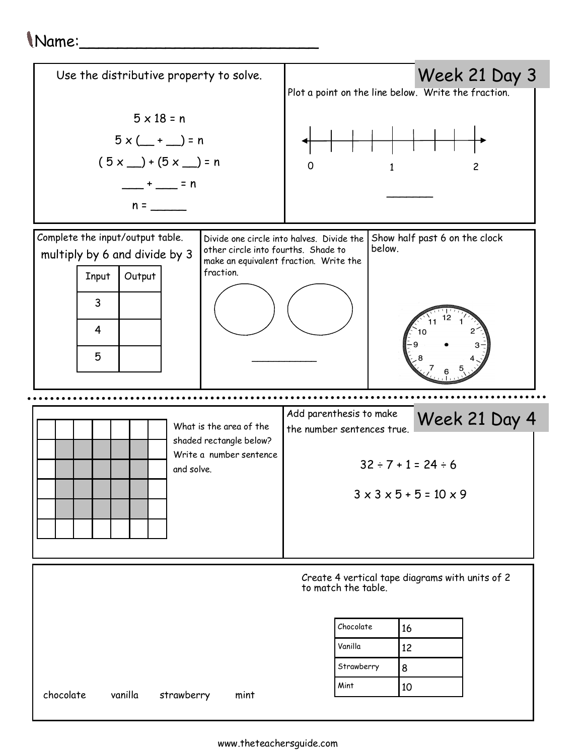Name:___________________________

## Week 21 Day 3

Use the distributive property to solve.

$5 \times 18 = n$

$5 \times$ (__ + __) = n

( 5 x __) + (5 x __) = n

___ + ___ = n

n = _____

Plot a point on the line below. Write the fraction.

0 1 2

_______

Complete the input/output table.

multiply by 6 and divide by 3

| Input | Output |
|---|---|
| 3 | |
| 4 | |
| 5 | |

Divide one circle into halves. Divide the other circle into fourths. Shade to make an equivalent fraction. Write the fraction.

__________

Show half past 6 on the clock below.

## Week 21 Day 4

What is the area of the shaded rectangle below? Write a number sentence and solve.

Add parenthesis to make the number sentences true.

$32 \div 7 + 1 = 24 \div 6$

$3 \times 3 \times 5 + 5 = 10 \times 9$

Create 4 vertical tape diagrams with units of 2 to match the table.

| Chocolate | 16 |
|---|---|
| Vanilla | 12 |
| Strawberry | 8 |
| Mint | 10 |

chocolate vanilla strawberry mint

www.theteachersguide.com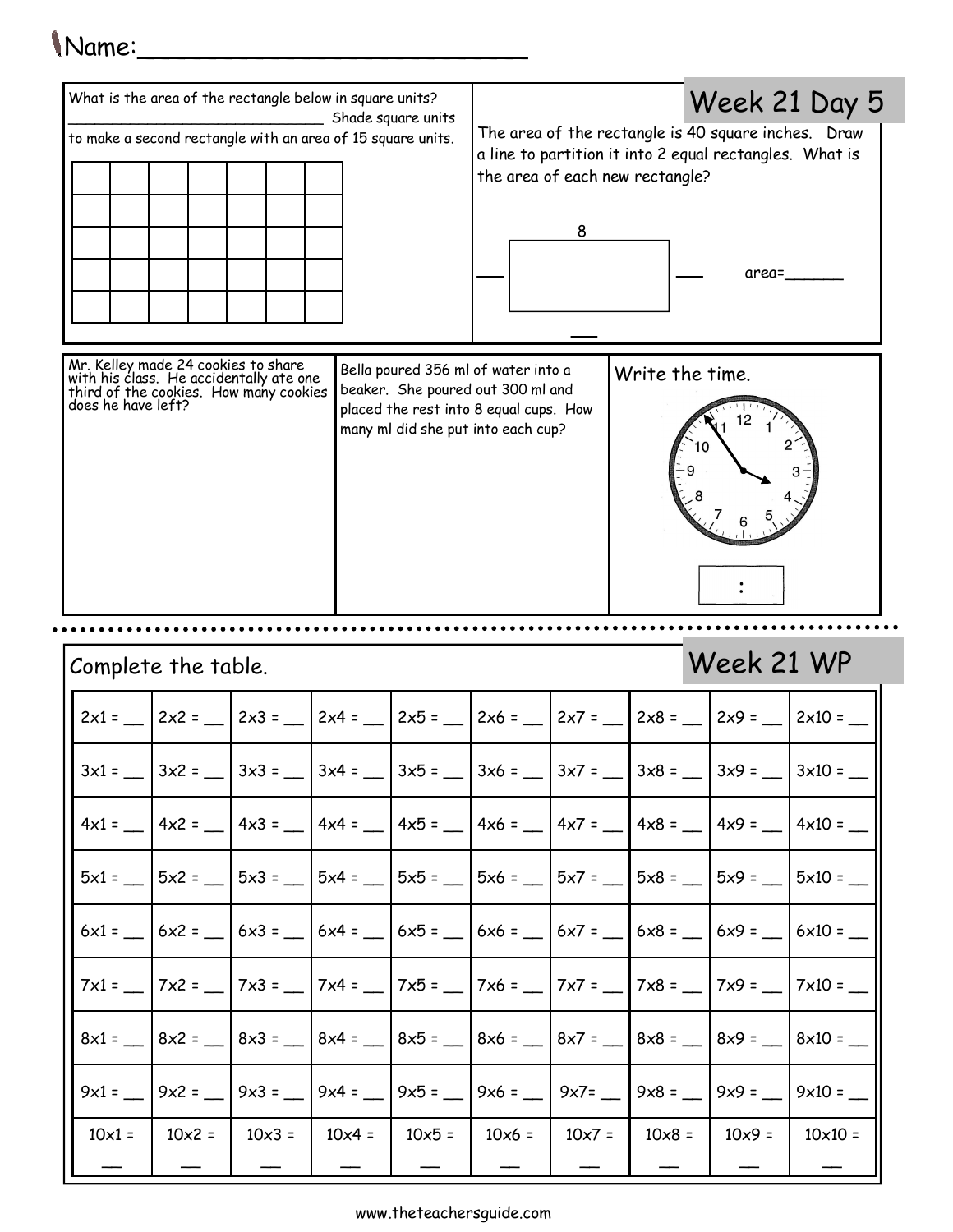Name:_______________________

## Week 21 Day 5

What is the area of the rectangle below in square units? _____________________________ Shade square units to make a second rectangle with an area of 15 square units.

The area of the rectangle is 40 square inches. Draw a line to partition it into 2 equal rectangles. What is the area of each new rectangle?

8

___ ___ area=______

___

Mr. Kelley made 24 cookies to share with his class. He accidentally ate one third of the cookies. How many cookies does he have left?

Bella poured 356 ml of water into a beaker. She poured out 300 ml and placed the rest into 8 equal cups. How many ml did she put into each cup?

Write the time.

12 1 2 3 4 5 6 7 8 9 10 11

:

## Week 21 WP

Complete the table.

| | | | | | | | | | |
|---|---|---|---|---|---|---|---|---|---|
| 2x1 = __ | 2x2 = __ | 2x3 = __ | 2x4 = __ | 2x5 = __ | 2x6 = __ | 2x7 = __ | 2x8 = __ | 2x9 = __ | 2x10 = __ |
| 3x1 = __ | 3x2 = __ | 3x3 = __ | 3x4 = __ | 3x5 = __ | 3x6 = __ | 3x7 = __ | 3x8 = __ | 3x9 = __ | 3x10 = __ |
| 4x1 = __ | 4x2 = __ | 4x3 = __ | 4x4 = __ | 4x5 = __ | 4x6 = __ | 4x7 = __ | 4x8 = __ | 4x9 = __ | 4x10 = __ |
| 5x1 = __ | 5x2 = __ | 5x3 = __ | 5x4 = __ | 5x5 = __ | 5x6 = __ | 5x7 = __ | 5x8 = __ | 5x9 = __ | 5x10 = __ |
| 6x1 = __ | 6x2 = __ | 6x3 = __ | 6x4 = __ | 6x5 = __ | 6x6 = __ | 6x7 = __ | 6x8 = __ | 6x9 = __ | 6x10 = __ |
| 7x1 = __ | 7x2 = __ | 7x3 = __ | 7x4 = __ | 7x5 = __ | 7x6 = __ | 7x7 = __ | 7x8 = __ | 7x9 = __ | 7x10 = __ |
| 8x1 = __ | 8x2 = __ | 8x3 = __ | 8x4 = __ | 8x5 = __ | 8x6 = __ | 8x7= __ | 8x8 = __ | 8x9 = __ | 8x10 = __ |
| 9x1 = __ | 9x2 = __ | 9x3 = __ | 9x4 = __ | 9x5 = __ | 9x6 = __ | 9x7= __ | 9x8 = __ | 9x9 = __ | 9x10 = __ |
| 10x1 = __ | 10x2 = __ | 10x3 = __ | 10x4 = __ | 10x5 = __ | 10x6 = __ | 10x7 = __ | 10x8 = __ | 10x9 = __ | 10x10 = __ |

www.theteachersguide.com